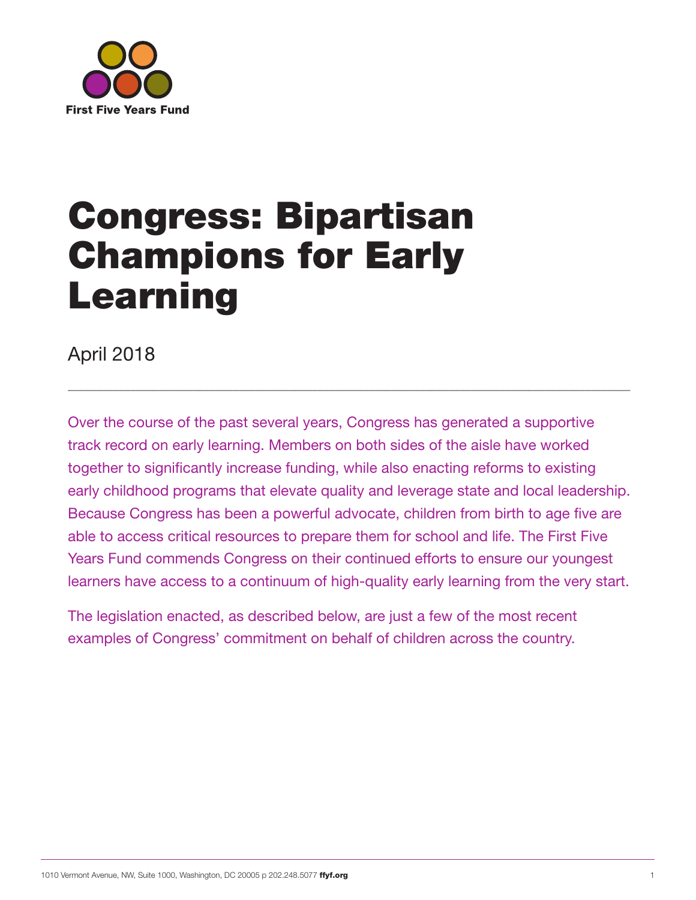First Five Years Fund

# Congress: Bipartisan Champions for Early Learning

April 2018

---

Over the course of the past several years, Congress has generated a supportive track record on early learning. Members on both sides of the aisle have worked together to significantly increase funding, while also enacting reforms to existing early childhood programs that elevate quality and leverage state and local leadership. Because Congress has been a powerful advocate, children from birth to age five are able to access critical resources to prepare them for school and life. The First Five Years Fund commends Congress on their continued efforts to ensure our youngest learners have access to a continuum of high-quality early learning from the very start.

The legislation enacted, as described below, are just a few of the most recent examples of Congress' commitment on behalf of children across the country.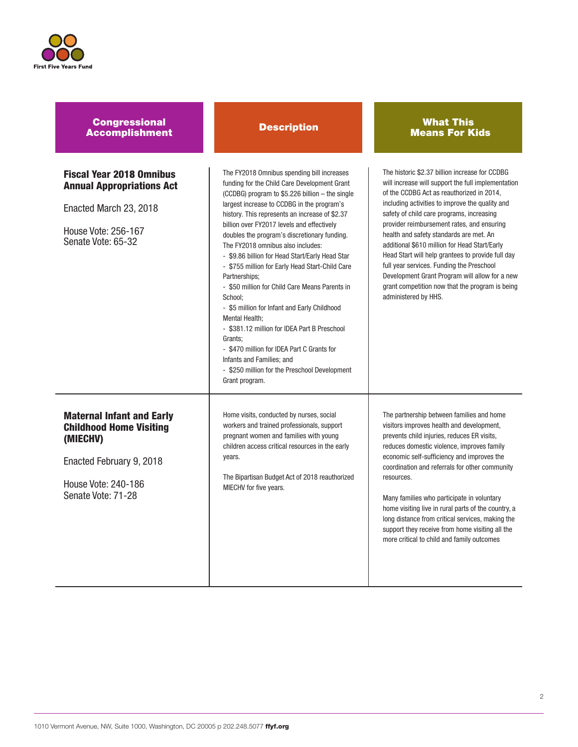| Congressional Accomplishment | Description | What This Means For Kids |
| --- | --- | --- |
| **Fiscal Year 2018 Omnibus Annual Appropriations Act**<br><br>Enacted March 23, 2018<br><br>House Vote: 256-167<br>Senate Vote: 65-32 | The FY2018 Omnibus spending bill increases funding for the Child Care Development Grant (CCDBG) program to $5.226 billion – the single largest increase to CCDBG in the program's history. This represents an increase of $2.37 billion over FY2017 levels and effectively doubles the program's discretionary funding. The FY2018 omnibus also includes:<br>- $9.86 billion for Head Start/Early Head Star<br>- $755 million for Early Head Start-Child Care Partnerships;<br>- $50 million for Child Care Means Parents in School;<br>- $5 million for Infant and Early Childhood Mental Health;<br>- $381.12 million for IDEA Part B Preschool Grants;<br>- $470 million for IDEA Part C Grants for Infants and Families; and<br>- $250 million for the Preschool Development Grant program. | The historic $2.37 billion increase for CCDBG will increase will support the full implementation of the CCDBG Act as reauthorized in 2014, including activities to improve the quality and safety of child care programs, increasing provider reimbursement rates, and ensuring health and safety standards are met. An additional $610 million for Head Start/Early Head Start will help grantees to provide full day full year services. Funding the Preschool Development Grant Program will allow for a new grant competition now that the program is being administered by HHS. |
| **Maternal Infant and Early Childhood Home Visiting (MIECHV)**<br><br>Enacted February 9, 2018<br><br>House Vote: 240-186<br>Senate Vote: 71-28 | Home visits, conducted by nurses, social workers and trained professionals, support pregnant women and families with young children access critical resources in the early years.<br><br>The Bipartisan Budget Act of 2018 reauthorized MIECHV for five years. | The partnership between families and home visitors improves health and development, prevents child injuries, reduces ER visits, reduces domestic violence, improves family economic self-sufficiency and improves the coordination and referrals for other community resources.<br><br>Many families who participate in voluntary home visiting live in rural parts of the country, a long distance from critical services, making the support they receive from home visiting all the more critical to child and family outcomes |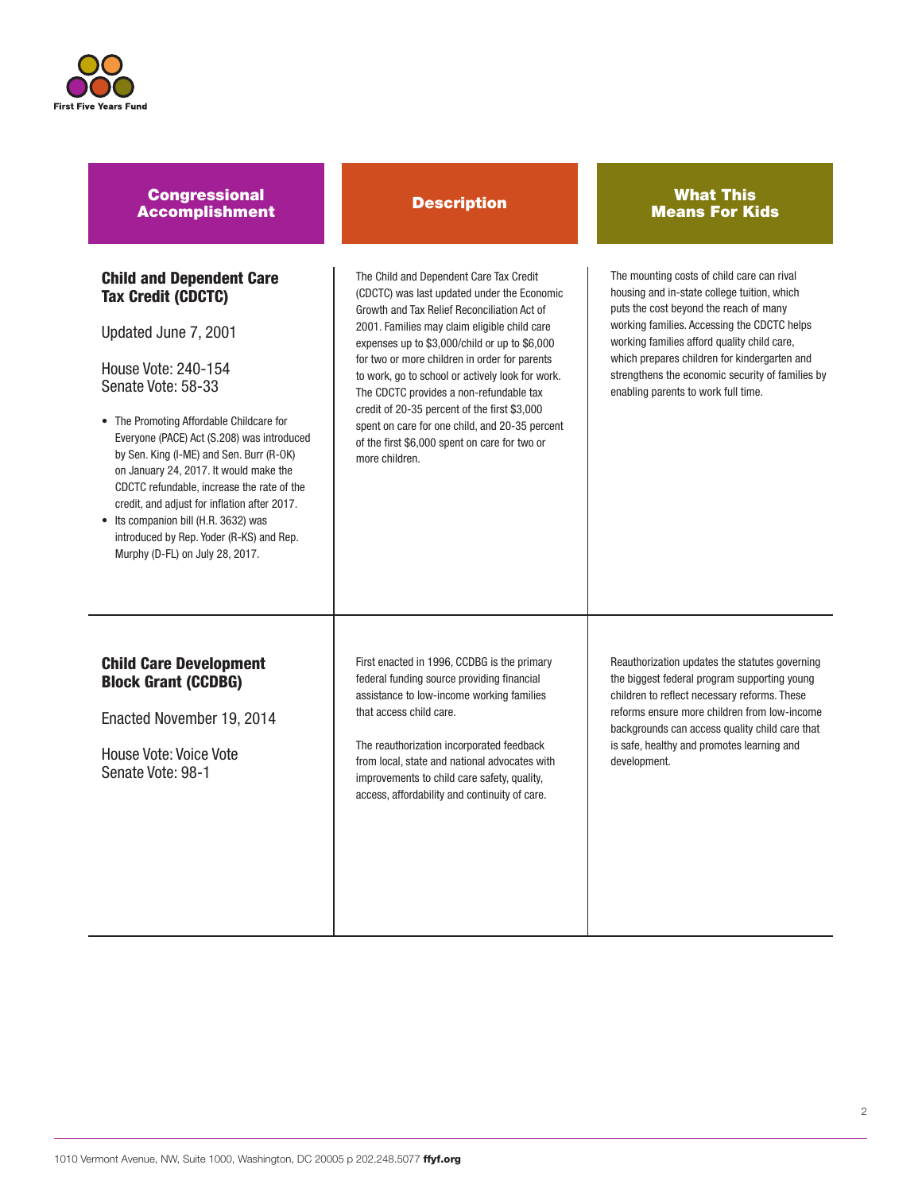| Congressional Accomplishment | Description | What This Means For Kids |
| --- | --- | --- |
| **Child and Dependent Care Tax Credit (CDCTC)**<br><br>Updated June 7, 2001<br><br>House Vote: 240-154<br>Senate Vote: 58-33<br><br>• The Promoting Affordable Childcare for Everyone (PACE) Act (S.208) was introduced by Sen. King (I-ME) and Sen. Burr (R-OK) on January 24, 2017. It would make the CDCTC refundable, increase the rate of the credit, and adjust for inflation after 2017.<br>• Its companion bill (H.R. 3632) was introduced by Rep. Yoder (R-KS) and Rep. Murphy (D-FL) on July 28, 2017. | The Child and Dependent Care Tax Credit (CDCTC) was last updated under the Economic Growth and Tax Relief Reconciliation Act of 2001. Families may claim eligible child care expenses up to $3,000/child or up to $6,000 for two or more children in order for parents to work, go to school or actively look for work. The CDCTC provides a non-refundable tax credit of 20-35 percent of the first $3,000 spent on care for one child, and 20-35 percent of the first $6,000 spent on care for two or more children. | The mounting costs of child care can rival housing and in-state college tuition, which puts the cost beyond the reach of many working families. Accessing the CDCTC helps working families afford quality child care, which prepares children for kindergarten and strengthens the economic security of families by enabling parents to work full time. |
| **Child Care Development Block Grant (CCDBG)**<br><br>Enacted November 19, 2014<br><br>House Vote: Voice Vote<br>Senate Vote: 98-1 | First enacted in 1996, CCDBG is the primary federal funding source providing financial assistance to low-income working families that access child care.<br><br>The reauthorization incorporated feedback from local, state and national advocates with improvements to child care safety, quality, access, affordability and continuity of care. | Reauthorization updates the statutes governing the biggest federal program supporting young children to reflect necessary reforms. These reforms ensure more children from low-income backgrounds can access quality child care that is safe, healthy and promotes learning and development. |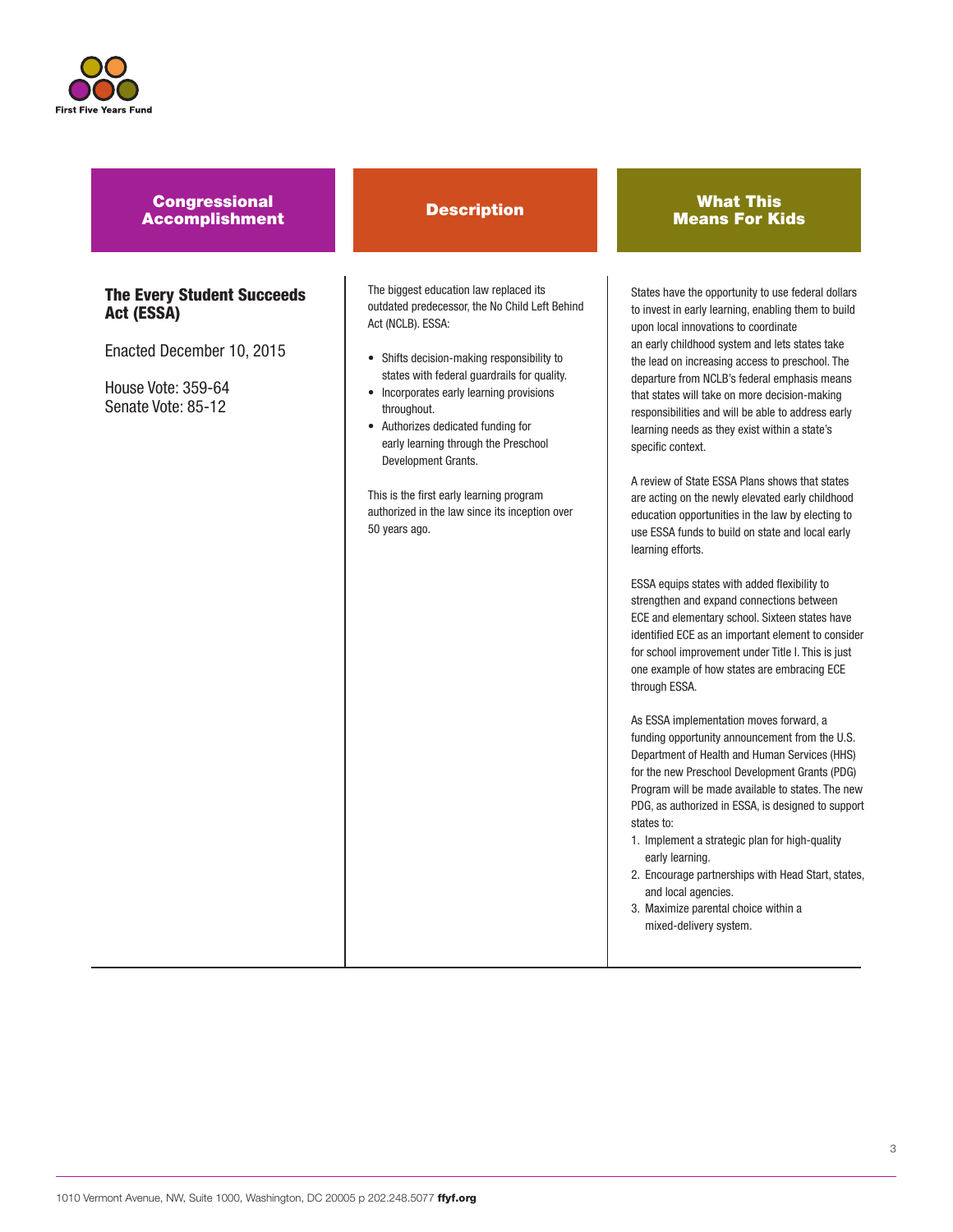| Congressional Accomplishment | Description | What This Means For Kids |
|---|---|---|
| **The Every Student Succeeds Act (ESSA)**<br><br>Enacted December 10, 2015<br><br>House Vote: 359-64<br>Senate Vote: 85-12 | The biggest education law replaced its outdated predecessor, the No Child Left Behind Act (NCLB). ESSA:<br><br>• Shifts decision-making responsibility to states with federal guardrails for quality.<br>• Incorporates early learning provisions throughout.<br>• Authorizes dedicated funding for early learning through the Preschool Development Grants.<br><br>This is the first early learning program authorized in the law since its inception over 50 years ago. | States have the opportunity to use federal dollars to invest in early learning, enabling them to build upon local innovations to coordinate an early childhood system and lets states take the lead on increasing access to preschool. The departure from NCLB's federal emphasis means that states will take on more decision-making responsibilities and will be able to address early learning needs as they exist within a state's specific context.<br><br>A review of State ESSA Plans shows that states are acting on the newly elevated early childhood education opportunities in the law by electing to use ESSA funds to build on state and local early learning efforts.<br><br>ESSA equips states with added flexibility to strengthen and expand connections between ECE and elementary school. Sixteen states have identified ECE as an important element to consider for school improvement under Title I. This is just one example of how states are embracing ECE through ESSA.<br><br>As ESSA implementation moves forward, a funding opportunity announcement from the U.S. Department of Health and Human Services (HHS) for the new Preschool Development Grants (PDG) Program will be made available to states. The new PDG, as authorized in ESSA, is designed to support states to:<br>1. Implement a strategic plan for high-quality early learning.<br>2. Encourage partnerships with Head Start, states, and local agencies.<br>3. Maximize parental choice within a mixed-delivery system. |

1010 Vermont Avenue, NW, Suite 1000, Washington, DC 20005 p 202.248.5077 **ffyf.org**